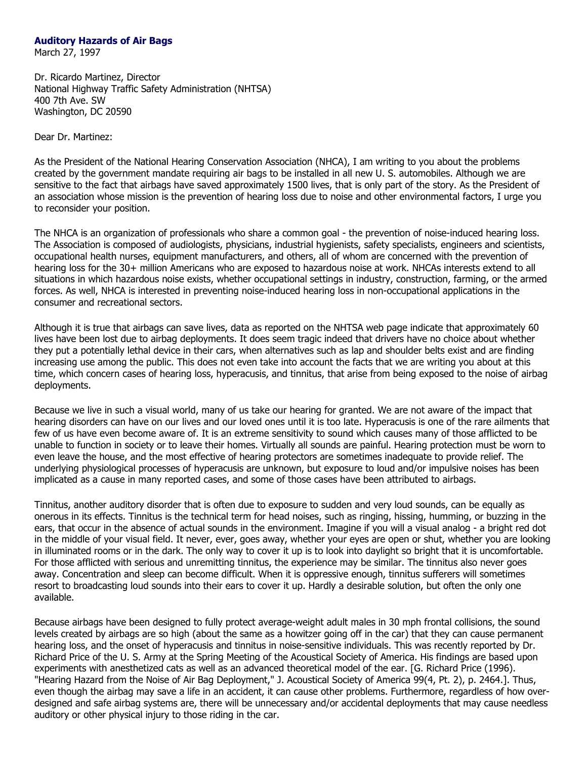## Auditory Hazards of Air Bags

March 27, 1997

Dr. Ricardo Martinez, Director
National Highway Traffic Safety Administration (NHTSA)
400 7th Ave. SW
Washington, DC 20590

Dear Dr. Martinez:

As the President of the National Hearing Conservation Association (NHCA), I am writing to you about the problems created by the government mandate requiring air bags to be installed in all new U. S. automobiles. Although we are sensitive to the fact that airbags have saved approximately 1500 lives, that is only part of the story. As the President of an association whose mission is the prevention of hearing loss due to noise and other environmental factors, I urge you to reconsider your position.

The NHCA is an organization of professionals who share a common goal - the prevention of noise-induced hearing loss. The Association is composed of audiologists, physicians, industrial hygienists, safety specialists, engineers and scientists, occupational health nurses, equipment manufacturers, and others, all of whom are concerned with the prevention of hearing loss for the 30+ million Americans who are exposed to hazardous noise at work. NHCAs interests extend to all situations in which hazardous noise exists, whether occupational settings in industry, construction, farming, or the armed forces. As well, NHCA is interested in preventing noise-induced hearing loss in non-occupational applications in the consumer and recreational sectors.

Although it is true that airbags can save lives, data as reported on the NHTSA web page indicate that approximately 60 lives have been lost due to airbag deployments. It does seem tragic indeed that drivers have no choice about whether they put a potentially lethal device in their cars, when alternatives such as lap and shoulder belts exist and are finding increasing use among the public. This does not even take into account the facts that we are writing you about at this time, which concern cases of hearing loss, hyperacusis, and tinnitus, that arise from being exposed to the noise of airbag deployments.

Because we live in such a visual world, many of us take our hearing for granted. We are not aware of the impact that hearing disorders can have on our lives and our loved ones until it is too late. Hyperacusis is one of the rare ailments that few of us have even become aware of. It is an extreme sensitivity to sound which causes many of those afflicted to be unable to function in society or to leave their homes. Virtually all sounds are painful. Hearing protection must be worn to even leave the house, and the most effective of hearing protectors are sometimes inadequate to provide relief. The underlying physiological processes of hyperacusis are unknown, but exposure to loud and/or impulsive noises has been implicated as a cause in many reported cases, and some of those cases have been attributed to airbags.

Tinnitus, another auditory disorder that is often due to exposure to sudden and very loud sounds, can be equally as onerous in its effects. Tinnitus is the technical term for head noises, such as ringing, hissing, humming, or buzzing in the ears, that occur in the absence of actual sounds in the environment. Imagine if you will a visual analog - a bright red dot in the middle of your visual field. It never, ever, goes away, whether your eyes are open or shut, whether you are looking in illuminated rooms or in the dark. The only way to cover it up is to look into daylight so bright that it is uncomfortable. For those afflicted with serious and unremitting tinnitus, the experience may be similar. The tinnitus also never goes away. Concentration and sleep can become difficult. When it is oppressive enough, tinnitus sufferers will sometimes resort to broadcasting loud sounds into their ears to cover it up. Hardly a desirable solution, but often the only one available.

Because airbags have been designed to fully protect average-weight adult males in 30 mph frontal collisions, the sound levels created by airbags are so high (about the same as a howitzer going off in the car) that they can cause permanent hearing loss, and the onset of hyperacusis and tinnitus in noise-sensitive individuals. This was recently reported by Dr. Richard Price of the U. S. Army at the Spring Meeting of the Acoustical Society of America. His findings are based upon experiments with anesthetized cats as well as an advanced theoretical model of the ear. [G. Richard Price (1996). "Hearing Hazard from the Noise of Air Bag Deployment," J. Acoustical Society of America 99(4, Pt. 2), p. 2464.]. Thus, even though the airbag may save a life in an accident, it can cause other problems. Furthermore, regardless of how over-designed and safe airbag systems are, there will be unnecessary and/or accidental deployments that may cause needless auditory or other physical injury to those riding in the car.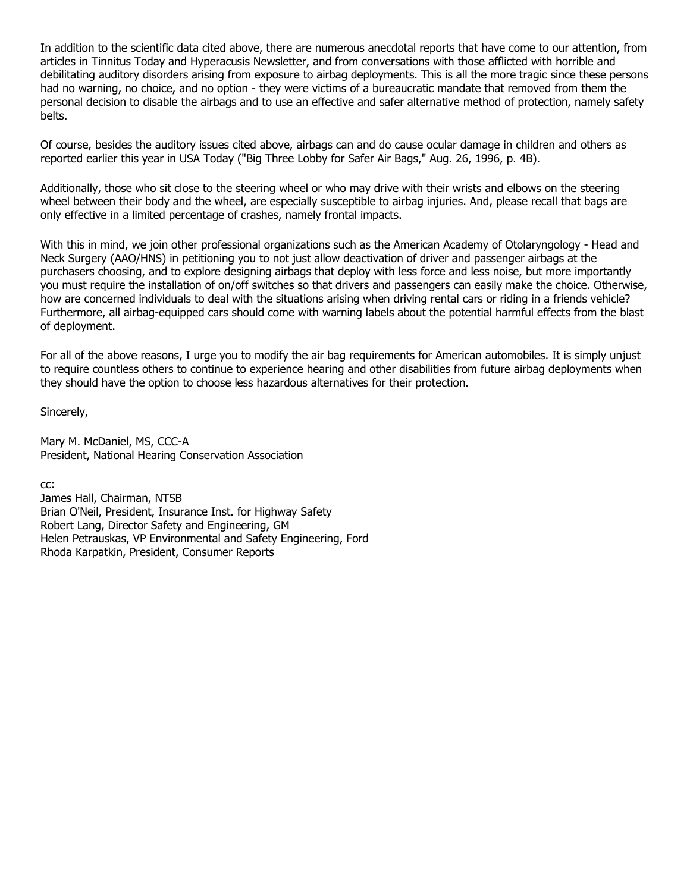In addition to the scientific data cited above, there are numerous anecdotal reports that have come to our attention, from articles in Tinnitus Today and Hyperacusis Newsletter, and from conversations with those afflicted with horrible and debilitating auditory disorders arising from exposure to airbag deployments. This is all the more tragic since these persons had no warning, no choice, and no option - they were victims of a bureaucratic mandate that removed from them the personal decision to disable the airbags and to use an effective and safer alternative method of protection, namely safety belts.

Of course, besides the auditory issues cited above, airbags can and do cause ocular damage in children and others as reported earlier this year in USA Today ("Big Three Lobby for Safer Air Bags," Aug. 26, 1996, p. 4B).

Additionally, those who sit close to the steering wheel or who may drive with their wrists and elbows on the steering wheel between their body and the wheel, are especially susceptible to airbag injuries. And, please recall that bags are only effective in a limited percentage of crashes, namely frontal impacts.

With this in mind, we join other professional organizations such as the American Academy of Otolaryngology - Head and Neck Surgery (AAO/HNS) in petitioning you to not just allow deactivation of driver and passenger airbags at the purchasers choosing, and to explore designing airbags that deploy with less force and less noise, but more importantly you must require the installation of on/off switches so that drivers and passengers can easily make the choice. Otherwise, how are concerned individuals to deal with the situations arising when driving rental cars or riding in a friends vehicle? Furthermore, all airbag-equipped cars should come with warning labels about the potential harmful effects from the blast of deployment.

For all of the above reasons, I urge you to modify the air bag requirements for American automobiles. It is simply unjust to require countless others to continue to experience hearing and other disabilities from future airbag deployments when they should have the option to choose less hazardous alternatives for their protection.

Sincerely,

Mary M. McDaniel, MS, CCC-A
President, National Hearing Conservation Association

cc:
James Hall, Chairman, NTSB
Brian O'Neil, President, Insurance Inst. for Highway Safety
Robert Lang, Director Safety and Engineering, GM
Helen Petrauskas, VP Environmental and Safety Engineering, Ford
Rhoda Karpatkin, President, Consumer Reports